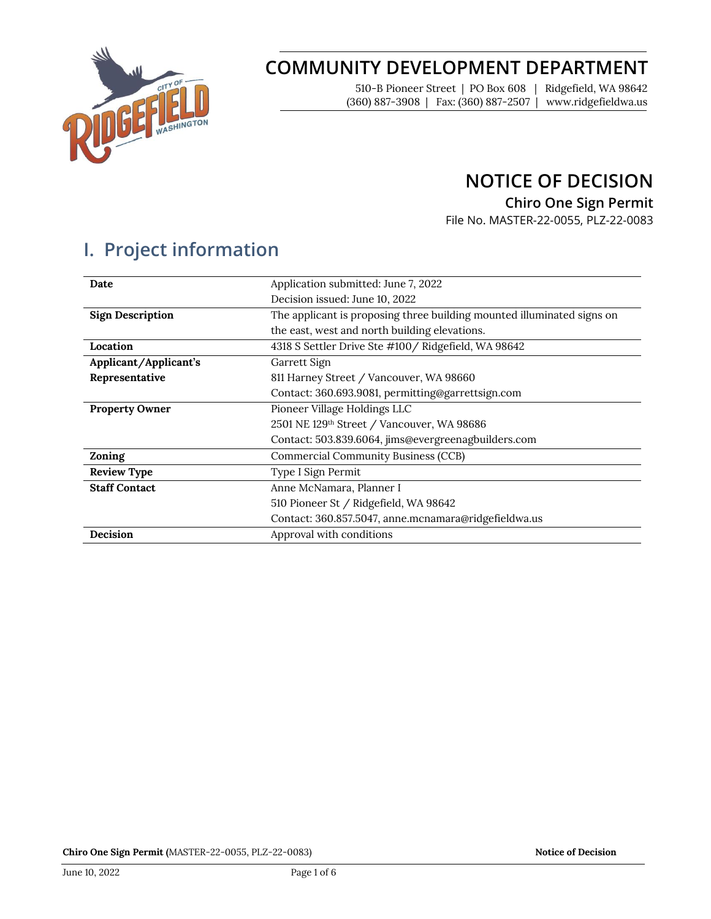# COMMUNITY DEVELOPMENT DEPARTMENT

510-B Pioneer Street | PO Box 608 | Ridgefield, WA 98642
(360) 887-3908 | Fax: (360) 887-2507 | www.ridgefieldwa.us

# NOTICE OF DECISION

### Chiro One Sign Permit

File No. MASTER-22-0055, PLZ-22-0083

## I. Project information

| | |
|---|---|
| **Date** | Application submitted: June 7, 2022<br>Decision issued: June 10, 2022 |
| **Sign Description** | The applicant is proposing three building mounted illuminated signs on the east, west and north building elevations. |
| **Location** | 4318 S Settler Drive Ste #100/ Ridgefield, WA 98642 |
| **Applicant/Applicant's Representative** | Garrett Sign<br>811 Harney Street / Vancouver, WA 98660<br>Contact: 360.693.9081, permitting@garrettsign.com |
| **Property Owner** | Pioneer Village Holdings LLC<br>2501 NE 129th Street / Vancouver, WA 98686<br>Contact: 503.839.6064, jims@evergreenagbuilders.com |
| **Zoning** | Commercial Community Business (CCB) |
| **Review Type** | Type I Sign Permit |
| **Staff Contact** | Anne McNamara, Planner I<br>510 Pioneer St / Ridgefield, WA 98642<br>Contact: 360.857.5047, anne.mcnamara@ridgefieldwa.us |
| **Decision** | Approval with conditions |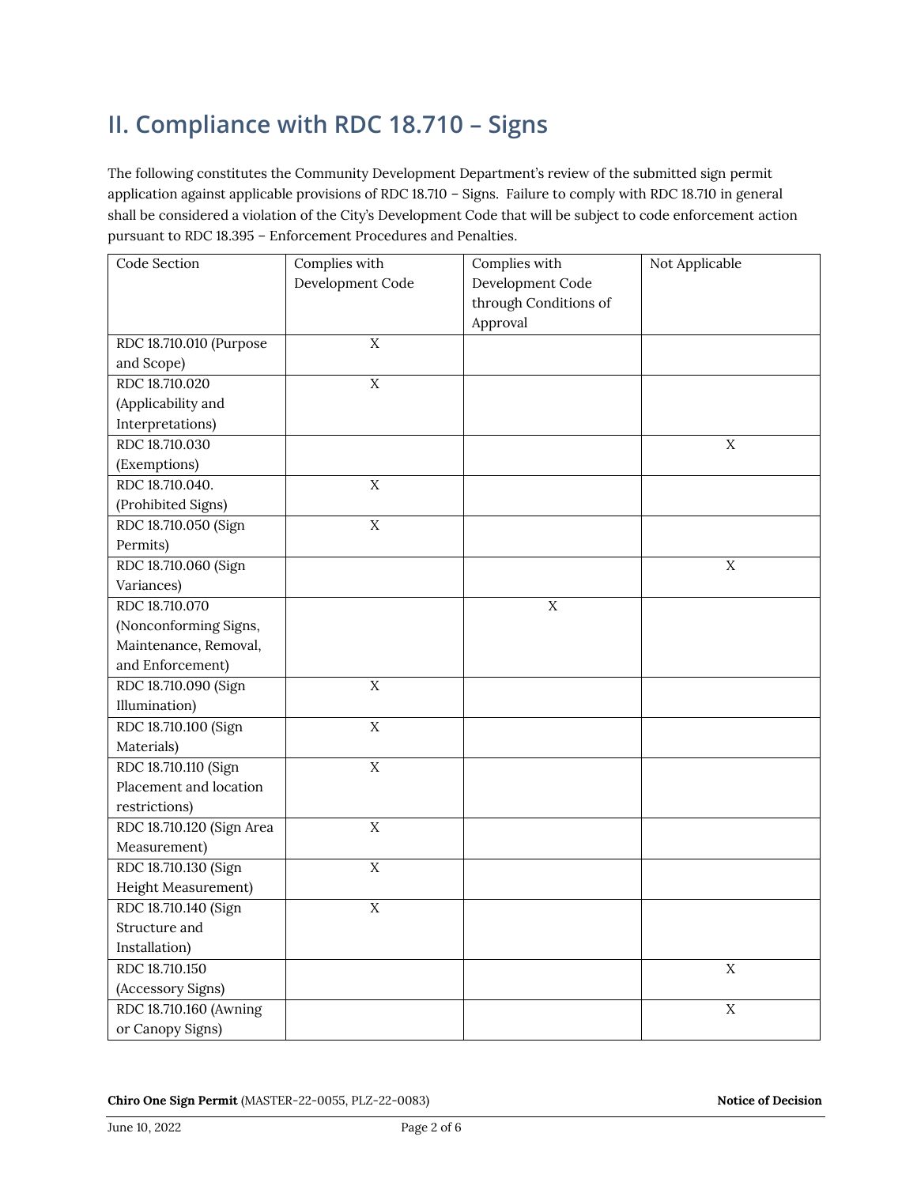## II. Compliance with RDC 18.710 – Signs

The following constitutes the Community Development Department's review of the submitted sign permit application against applicable provisions of RDC 18.710 – Signs. Failure to comply with RDC 18.710 in general shall be considered a violation of the City's Development Code that will be subject to code enforcement action pursuant to RDC 18.395 – Enforcement Procedures and Penalties.

| Code Section | Complies with Development Code | Complies with Development Code through Conditions of Approval | Not Applicable |
|---|---|---|---|
| RDC 18.710.010 (Purpose and Scope) | X | | |
| RDC 18.710.020 (Applicability and Interpretations) | X | | |
| RDC 18.710.030 (Exemptions) | | | X |
| RDC 18.710.040. (Prohibited Signs) | X | | |
| RDC 18.710.050 (Sign Permits) | X | | |
| RDC 18.710.060 (Sign Variances) | | | X |
| RDC 18.710.070 (Nonconforming Signs, Maintenance, Removal, and Enforcement) | | X | |
| RDC 18.710.090 (Sign Illumination) | X | | |
| RDC 18.710.100 (Sign Materials) | X | | |
| RDC 18.710.110 (Sign Placement and location restrictions) | X | | |
| RDC 18.710.120 (Sign Area Measurement) | X | | |
| RDC 18.710.130 (Sign Height Measurement) | X | | |
| RDC 18.710.140 (Sign Structure and Installation) | X | | |
| RDC 18.710.150 (Accessory Signs) | | | X |
| RDC 18.710.160 (Awning or Canopy Signs) | | | X |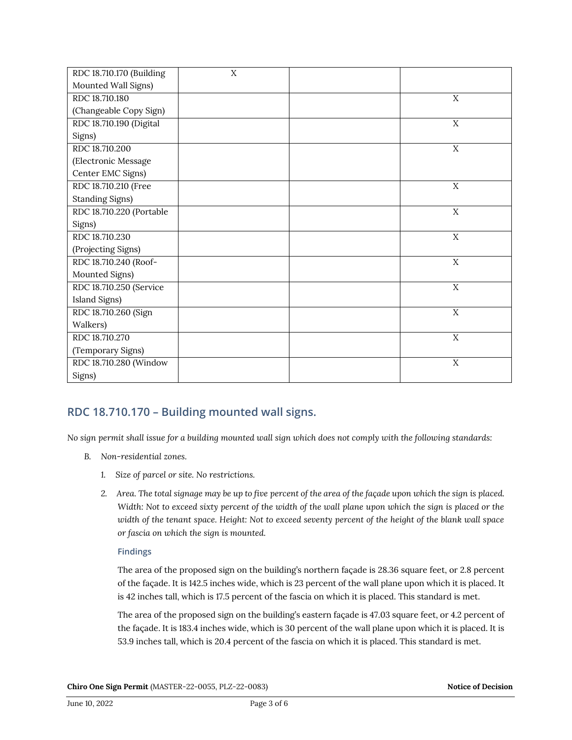| | | | |
|---|---|---|---|
| RDC 18.710.170 (Building Mounted Wall Signs) | X | | |
| RDC 18.710.180 (Changeable Copy Sign) | | | X |
| RDC 18.710.190 (Digital Signs) | | | X |
| RDC 18.710.200 (Electronic Message Center EMC Signs) | | | X |
| RDC 18.710.210 (Free Standing Signs) | | | X |
| RDC 18.710.220 (Portable Signs) | | | X |
| RDC 18.710.230 (Projecting Signs) | | | X |
| RDC 18.710.240 (Roof-Mounted Signs) | | | X |
| RDC 18.710.250 (Service Island Signs) | | | X |
| RDC 18.710.260 (Sign Walkers) | | | X |
| RDC 18.710.270 (Temporary Signs) | | | X |
| RDC 18.710.280 (Window Signs) | | | X |

## RDC 18.710.170 – Building mounted wall signs.

*No sign permit shall issue for a building mounted wall sign which does not comply with the following standards:*

B. *Non-residential zones.*

1. *Size of parcel or site. No restrictions.*

2. *Area. The total signage may be up to five percent of the area of the façade upon which the sign is placed. Width: Not to exceed sixty percent of the width of the wall plane upon which the sign is placed or the width of the tenant space. Height: Not to exceed seventy percent of the height of the blank wall space or fascia on which the sign is mounted.*

#### Findings

The area of the proposed sign on the building's northern façade is 28.36 square feet, or 2.8 percent of the façade. It is 142.5 inches wide, which is 23 percent of the wall plane upon which it is placed. It is 42 inches tall, which is 17.5 percent of the fascia on which it is placed. This standard is met.

The area of the proposed sign on the building's eastern façade is 47.03 square feet, or 4.2 percent of the façade. It is 183.4 inches wide, which is 30 percent of the wall plane upon which it is placed. It is 53.9 inches tall, which is 20.4 percent of the fascia on which it is placed. This standard is met.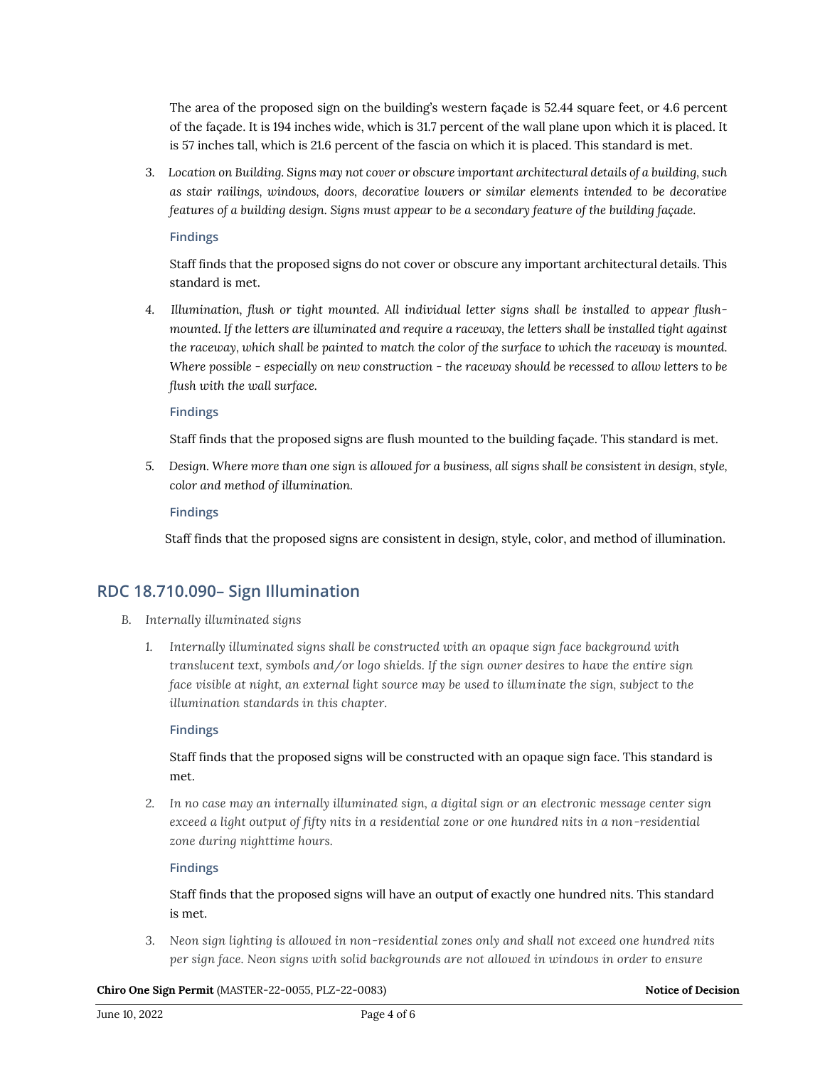The area of the proposed sign on the building's western façade is 52.44 square feet, or 4.6 percent of the façade. It is 194 inches wide, which is 31.7 percent of the wall plane upon which it is placed. It is 57 inches tall, which is 21.6 percent of the fascia on which it is placed. This standard is met.

3. *Location on Building. Signs may not cover or obscure important architectural details of a building, such as stair railings, windows, doors, decorative louvers or similar elements intended to be decorative features of a building design. Signs must appear to be a secondary feature of the building façade.*

   **Findings**

   Staff finds that the proposed signs do not cover or obscure any important architectural details. This standard is met.

4. *Illumination, flush or tight mounted. All individual letter signs shall be installed to appear flush-mounted. If the letters are illuminated and require a raceway, the letters shall be installed tight against the raceway, which shall be painted to match the color of the surface to which the raceway is mounted. Where possible - especially on new construction - the raceway should be recessed to allow letters to be flush with the wall surface.*

   **Findings**

   Staff finds that the proposed signs are flush mounted to the building façade. This standard is met.

5. *Design. Where more than one sign is allowed for a business, all signs shall be consistent in design, style, color and method of illumination.*

   **Findings**

   Staff finds that the proposed signs are consistent in design, style, color, and method of illumination.

## RDC 18.710.090– Sign Illumination

B. *Internally illuminated signs*

1. *Internally illuminated signs shall be constructed with an opaque sign face background with translucent text, symbols and/or logo shields. If the sign owner desires to have the entire sign face visible at night, an external light source may be used to illuminate the sign, subject to the illumination standards in this chapter.*

   **Findings**

   Staff finds that the proposed signs will be constructed with an opaque sign face. This standard is met.

2. *In no case may an internally illuminated sign, a digital sign or an electronic message center sign exceed a light output of fifty nits in a residential zone or one hundred nits in a non-residential zone during nighttime hours.*

   **Findings**

   Staff finds that the proposed signs will have an output of exactly one hundred nits. This standard is met.

3. *Neon sign lighting is allowed in non-residential zones only and shall not exceed one hundred nits per sign face. Neon signs with solid backgrounds are not allowed in windows in order to ensure*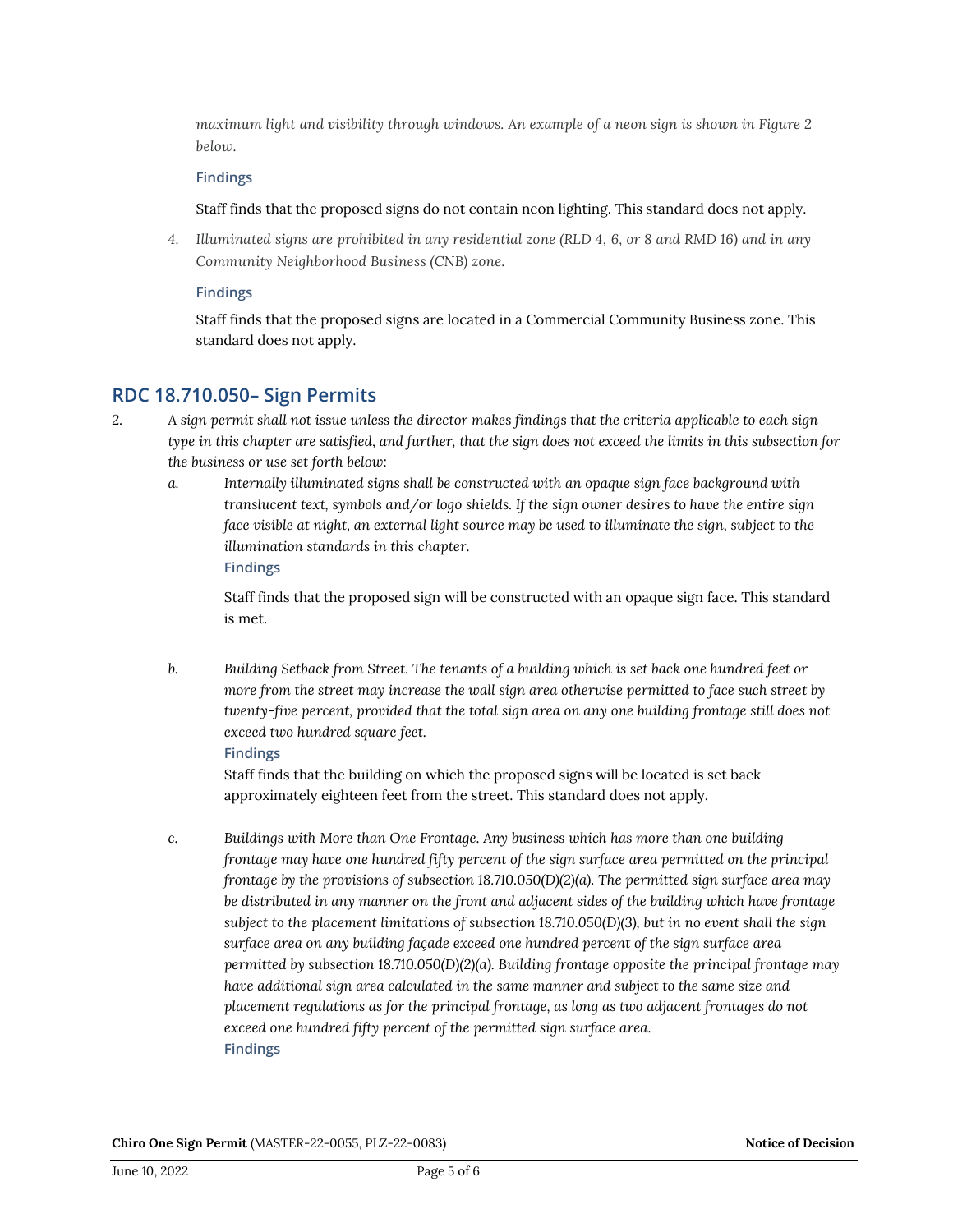*maximum light and visibility through windows. An example of a neon sign is shown in Figure 2 below.*

**Findings**

Staff finds that the proposed signs do not contain neon lighting. This standard does not apply.

4. *Illuminated signs are prohibited in any residential zone (RLD 4, 6, or 8 and RMD 16) and in any Community Neighborhood Business (CNB) zone.*

**Findings**

Staff finds that the proposed signs are located in a Commercial Community Business zone. This standard does not apply.

## RDC 18.710.050– Sign Permits

2. *A sign permit shall not issue unless the director makes findings that the criteria applicable to each sign type in this chapter are satisfied, and further, that the sign does not exceed the limits in this subsection for the business or use set forth below:*

   a. *Internally illuminated signs shall be constructed with an opaque sign face background with translucent text, symbols and/or logo shields. If the sign owner desires to have the entire sign face visible at night, an external light source may be used to illuminate the sign, subject to the illumination standards in this chapter.*

   **Findings**

   Staff finds that the proposed sign will be constructed with an opaque sign face. This standard is met.

   b. *Building Setback from Street. The tenants of a building which is set back one hundred feet or more from the street may increase the wall sign area otherwise permitted to face such street by twenty-five percent, provided that the total sign area on any one building frontage still does not exceed two hundred square feet.*

   **Findings**

   Staff finds that the building on which the proposed signs will be located is set back approximately eighteen feet from the street. This standard does not apply.

   c. *Buildings with More than One Frontage. Any business which has more than one building frontage may have one hundred fifty percent of the sign surface area permitted on the principal frontage by the provisions of subsection 18.710.050(D)(2)(a). The permitted sign surface area may be distributed in any manner on the front and adjacent sides of the building which have frontage subject to the placement limitations of subsection 18.710.050(D)(3), but in no event shall the sign surface area on any building façade exceed one hundred percent of the sign surface area permitted by subsection 18.710.050(D)(2)(a). Building frontage opposite the principal frontage may have additional sign area calculated in the same manner and subject to the same size and placement regulations as for the principal frontage, as long as two adjacent frontages do not exceed one hundred fifty percent of the permitted sign surface area.*

   **Findings**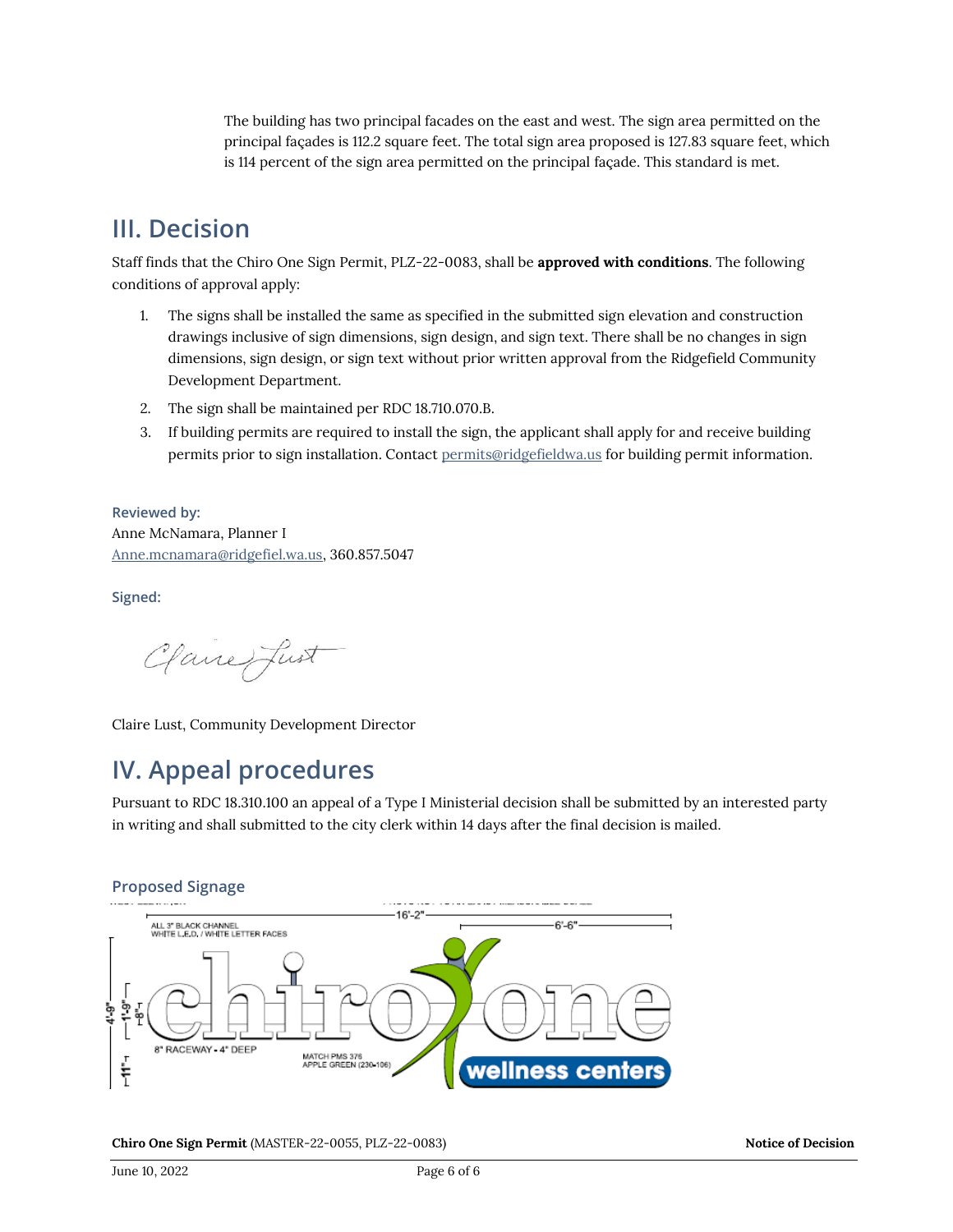The building has two principal facades on the east and west. The sign area permitted on the principal façades is 112.2 square feet. The total sign area proposed is 127.83 square feet, which is 114 percent of the sign area permitted on the principal façade. This standard is met.

## III. Decision

Staff finds that the Chiro One Sign Permit, PLZ-22-0083, shall be **approved with conditions**. The following conditions of approval apply:

1. The signs shall be installed the same as specified in the submitted sign elevation and construction drawings inclusive of sign dimensions, sign design, and sign text. There shall be no changes in sign dimensions, sign design, or sign text without prior written approval from the Ridgefield Community Development Department.
2. The sign shall be maintained per RDC 18.710.070.B.
3. If building permits are required to install the sign, the applicant shall apply for and receive building permits prior to sign installation. Contact permits@ridgefieldwa.us for building permit information.

**Reviewed by:**
Anne McNamara, Planner I
Anne.mcnamara@ridgefiel.wa.us, 360.857.5047

**Signed:**

Claire Lust, Community Development Director

## IV. Appeal procedures

Pursuant to RDC 18.310.100 an appeal of a Type I Ministerial decision shall be submitted by an interested party in writing and shall submitted to the city clerk within 14 days after the final decision is mailed.

### Proposed Signage

16'-2"
6'-6"
ALL 3" BLACK CHANNEL
WHITE L.E.D. / WHITE LETTER FACES
4'-9"
1'-9"
8"
11"
8" RACEWAY - 4" DEEP
MATCH PMS 376
APPLE GREEN (230-106)
chiro one
wellness centers

**Chiro One Sign Permit** (MASTER-22-0055, PLZ-22-0083) **Notice of Decision**

June 10, 2022